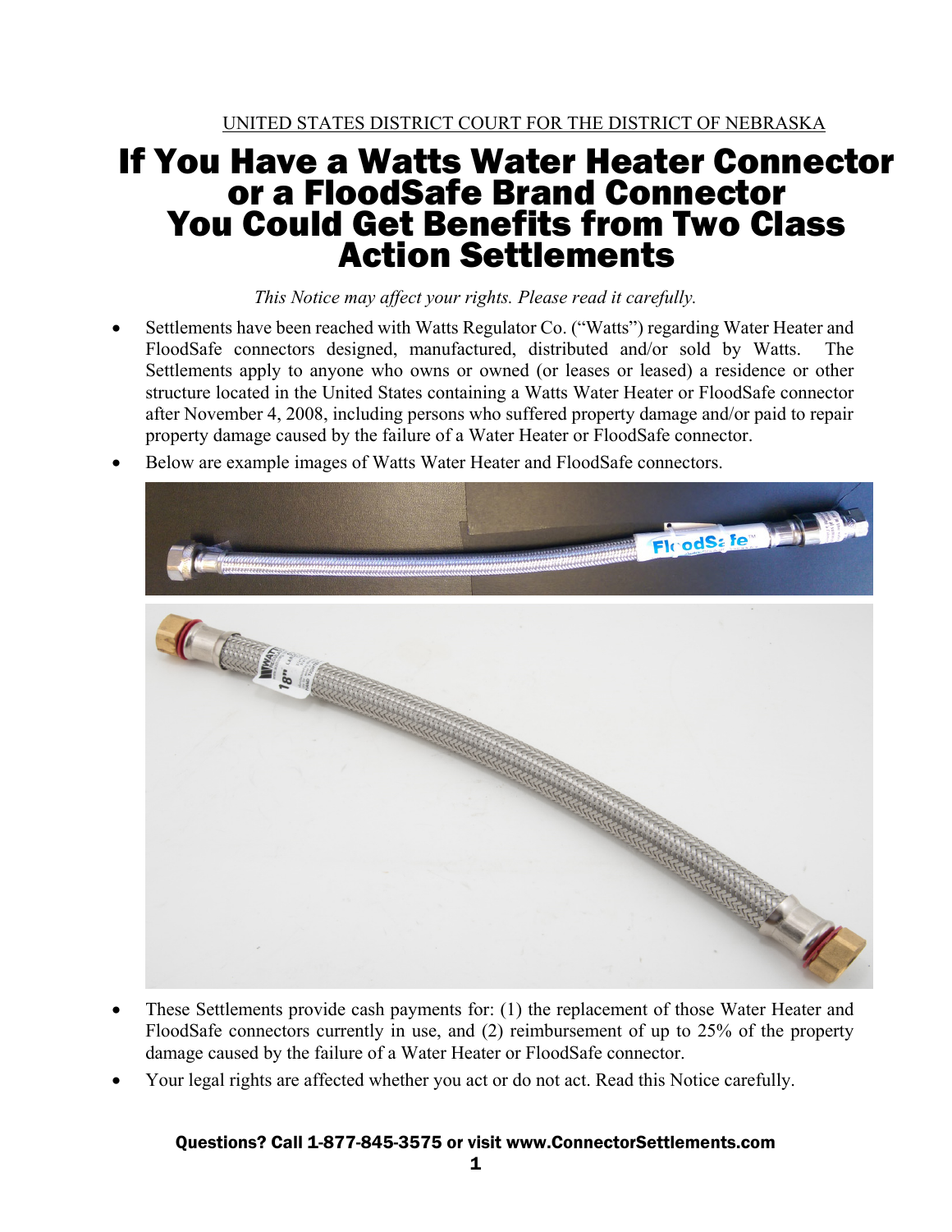UNITED STATES DISTRICT COURT FOR THE DISTRICT OF NEBRASKA

# If You Have a Watts Water Heater Connector or a FloodSafe Brand Connector You Could Get Benefits from Two Class Action Settlements

*This Notice may affect your rights. Please read it carefully.*

- Settlements have been reached with Watts Regulator Co. ("Watts") regarding Water Heater and FloodSafe connectors designed, manufactured, distributed and/or sold by Watts. The Settlements apply to anyone who owns or owned (or leases or leased) a residence or other structure located in the United States containing a Watts Water Heater or FloodSafe connector after November 4, 2008, including persons who suffered property damage and/or paid to repair property damage caused by the failure of a Water Heater or FloodSafe connector.
- Below are example images of Watts Water Heater and FloodSafe connectors.
- These Settlements provide cash payments for: (1) the replacement of those Water Heater and FloodSafe connectors currently in use, and (2) reimbursement of up to 25% of the property damage caused by the failure of a Water Heater or FloodSafe connector.
- Your legal rights are affected whether you act or do not act. Read this Notice carefully.

**Questions? Call 1-877-845-3575 or visit www.ConnectorSettlements.com**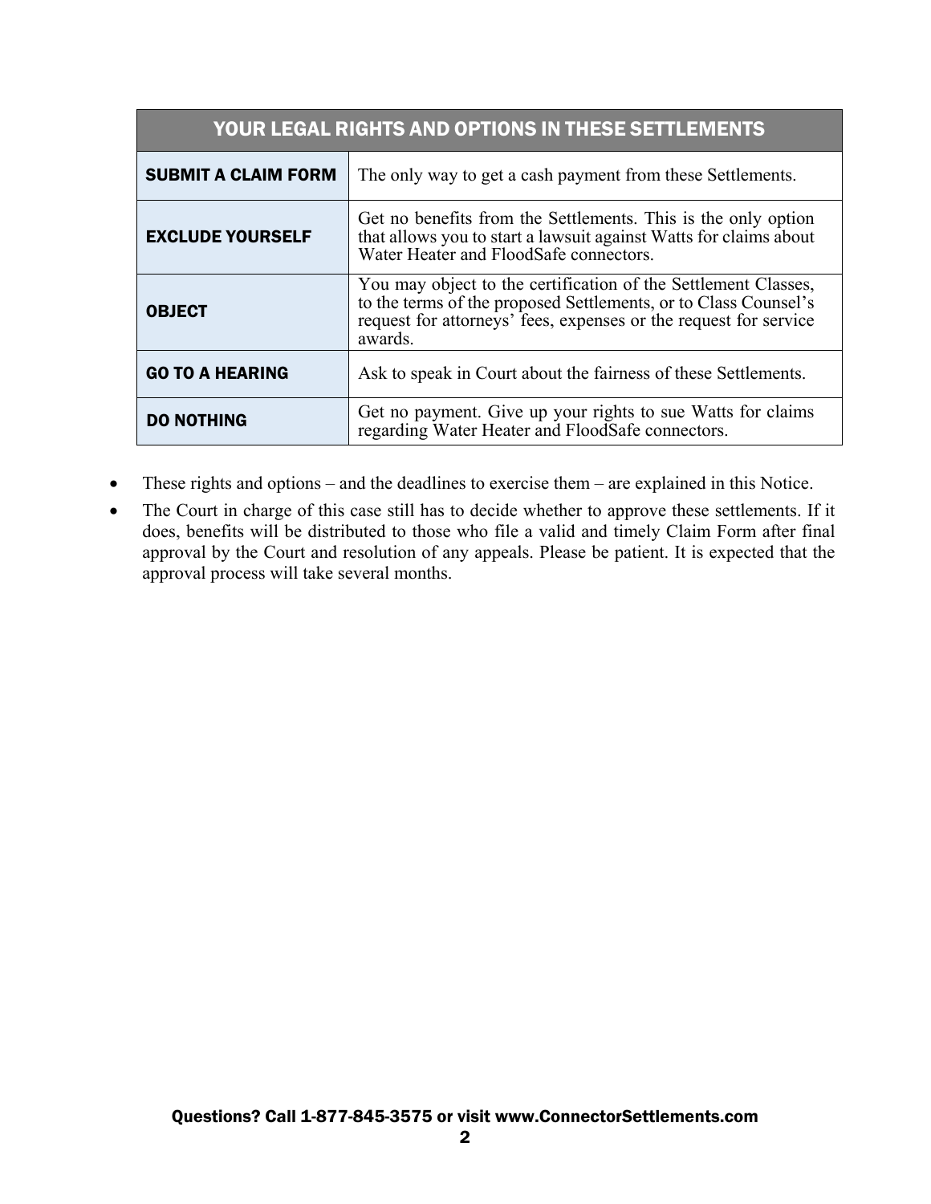| YOUR LEGAL RIGHTS AND OPTIONS IN THESE SETTLEMENTS | |
|---|---|
| **SUBMIT A CLAIM FORM** | The only way to get a cash payment from these Settlements. |
| **EXCLUDE YOURSELF** | Get no benefits from the Settlements. This is the only option that allows you to start a lawsuit against Watts for claims about Water Heater and FloodSafe connectors. |
| **OBJECT** | You may object to the certification of the Settlement Classes, to the terms of the proposed Settlements, or to Class Counsel's request for attorneys' fees, expenses or the request for service awards. |
| **GO TO A HEARING** | Ask to speak in Court about the fairness of these Settlements. |
| **DO NOTHING** | Get no payment. Give up your rights to sue Watts for claims regarding Water Heater and FloodSafe connectors. |

- These rights and options – and the deadlines to exercise them – are explained in this Notice.
- The Court in charge of this case still has to decide whether to approve these settlements. If it does, benefits will be distributed to those who file a valid and timely Claim Form after final approval by the Court and resolution of any appeals. Please be patient. It is expected that the approval process will take several months.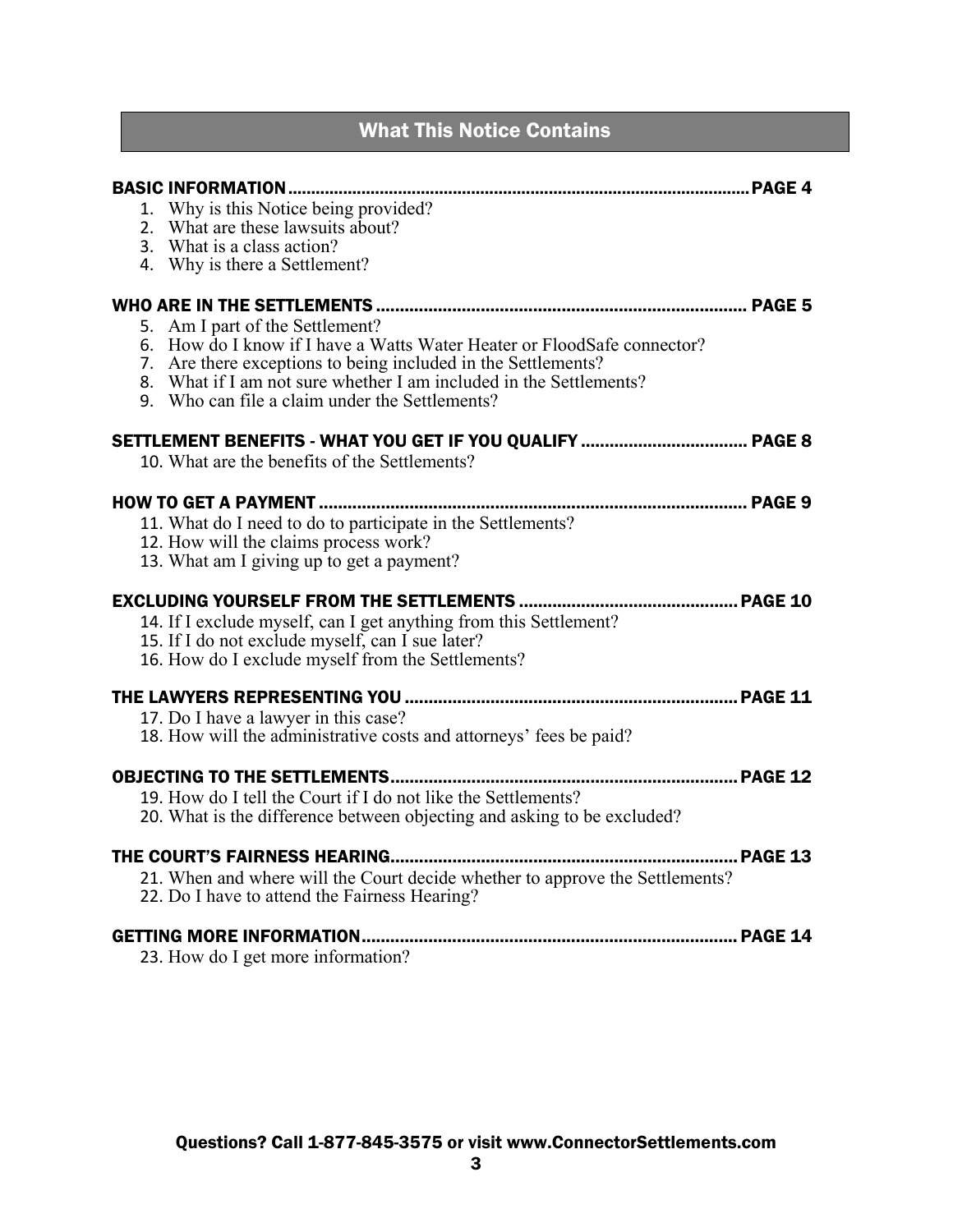# What This Notice Contains

**BASIC INFORMATION ........................................................................................ PAGE 4**

1. Why is this Notice being provided?
2. What are these lawsuits about?
3. What is a class action?
4. Why is there a Settlement?

**WHO ARE IN THE SETTLEMENTS ........................................................................ PAGE 5**

5. Am I part of the Settlement?
6. How do I know if I have a Watts Water Heater or FloodSafe connector?
7. Are there exceptions to being included in the Settlements?
8. What if I am not sure whether I am included in the Settlements?
9. Who can file a claim under the Settlements?

**SETTLEMENT BENEFITS - WHAT YOU GET IF YOU QUALIFY ................................... PAGE 8**

10. What are the benefits of the Settlements?

**HOW TO GET A PAYMENT ................................................................................ PAGE 9**

11. What do I need to do to participate in the Settlements?
12. How will the claims process work?
13. What am I giving up to get a payment?

**EXCLUDING YOURSELF FROM THE SETTLEMENTS ............................................... PAGE 10**

14. If I exclude myself, can I get anything from this Settlement?
15. If I do not exclude myself, can I sue later?
16. How do I exclude myself from the Settlements?

**THE LAWYERS REPRESENTING YOU ................................................................... PAGE 11**

17. Do I have a lawyer in this case?
18. How will the administrative costs and attorneys' fees be paid?

**OBJECTING TO THE SETTLEMENTS .................................................................... PAGE 12**

19. How do I tell the Court if I do not like the Settlements?
20. What is the difference between objecting and asking to be excluded?

**THE COURT'S FAIRNESS HEARING ..................................................................... PAGE 13**

21. When and where will the Court decide whether to approve the Settlements?
22. Do I have to attend the Fairness Hearing?

**GETTING MORE INFORMATION ......................................................................... PAGE 14**

23. How do I get more information?

**Questions? Call 1-877-845-3575 or visit www.ConnectorSettlements.com**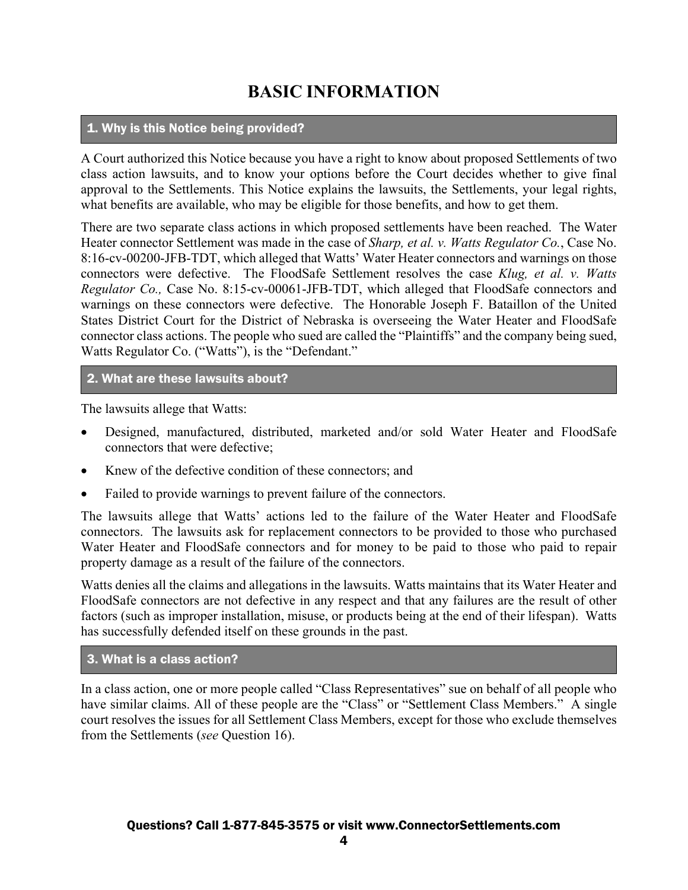# BASIC INFORMATION

### 1. Why is this Notice being provided?

A Court authorized this Notice because you have a right to know about proposed Settlements of two class action lawsuits, and to know your options before the Court decides whether to give final approval to the Settlements. This Notice explains the lawsuits, the Settlements, your legal rights, what benefits are available, who may be eligible for those benefits, and how to get them.

There are two separate class actions in which proposed settlements have been reached. The Water Heater connector Settlement was made in the case of *Sharp, et al. v. Watts Regulator Co.*, Case No. 8:16-cv-00200-JFB-TDT, which alleged that Watts' Water Heater connectors and warnings on those connectors were defective. The FloodSafe Settlement resolves the case *Klug, et al. v. Watts Regulator Co.,* Case No. 8:15-cv-00061-JFB-TDT, which alleged that FloodSafe connectors and warnings on these connectors were defective. The Honorable Joseph F. Bataillon of the United States District Court for the District of Nebraska is overseeing the Water Heater and FloodSafe connector class actions. The people who sued are called the "Plaintiffs" and the company being sued, Watts Regulator Co. ("Watts"), is the "Defendant."

### 2. What are these lawsuits about?

The lawsuits allege that Watts:

- Designed, manufactured, distributed, marketed and/or sold Water Heater and FloodSafe connectors that were defective;
- Knew of the defective condition of these connectors; and
- Failed to provide warnings to prevent failure of the connectors.

The lawsuits allege that Watts' actions led to the failure of the Water Heater and FloodSafe connectors. The lawsuits ask for replacement connectors to be provided to those who purchased Water Heater and FloodSafe connectors and for money to be paid to those who paid to repair property damage as a result of the failure of the connectors.

Watts denies all the claims and allegations in the lawsuits. Watts maintains that its Water Heater and FloodSafe connectors are not defective in any respect and that any failures are the result of other factors (such as improper installation, misuse, or products being at the end of their lifespan). Watts has successfully defended itself on these grounds in the past.

### 3. What is a class action?

In a class action, one or more people called "Class Representatives" sue on behalf of all people who have similar claims. All of these people are the "Class" or "Settlement Class Members." A single court resolves the issues for all Settlement Class Members, except for those who exclude themselves from the Settlements (*see* Question 16).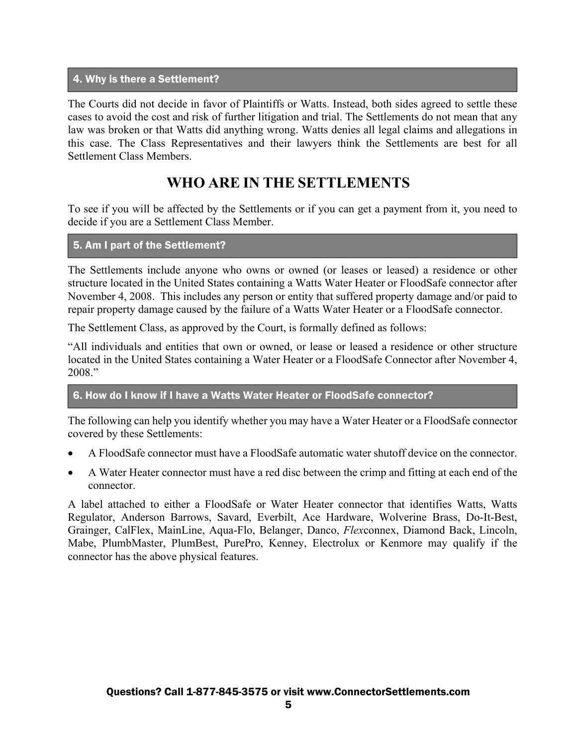### 4. Why is there a Settlement?

The Courts did not decide in favor of Plaintiffs or Watts. Instead, both sides agreed to settle these cases to avoid the cost and risk of further litigation and trial. The Settlements do not mean that any law was broken or that Watts did anything wrong. Watts denies all legal claims and allegations in this case. The Class Representatives and their lawyers think the Settlements are best for all Settlement Class Members.

## WHO ARE IN THE SETTLEMENTS

To see if you will be affected by the Settlements or if you can get a payment from it, you need to decide if you are a Settlement Class Member.

### 5. Am I part of the Settlement?

The Settlements include anyone who owns or owned (or leases or leased) a residence or other structure located in the United States containing a Watts Water Heater or FloodSafe connector after November 4, 2008. This includes any person or entity that suffered property damage and/or paid to repair property damage caused by the failure of a Watts Water Heater or a FloodSafe connector.

The Settlement Class, as approved by the Court, is formally defined as follows:

"All individuals and entities that own or owned, or lease or leased a residence or other structure located in the United States containing a Water Heater or a FloodSafe Connector after November 4, 2008."

### 6. How do I know if I have a Watts Water Heater or FloodSafe connector?

The following can help you identify whether you may have a Water Heater or a FloodSafe connector covered by these Settlements:

- A FloodSafe connector must have a FloodSafe automatic water shutoff device on the connector.
- A Water Heater connector must have a red disc between the crimp and fitting at each end of the connector.

A label attached to either a FloodSafe or Water Heater connector that identifies Watts, Watts Regulator, Anderson Barrows, Savard, Everbilt, Ace Hardware, Wolverine Brass, Do-It-Best, Grainger, CalFlex, MainLine, Aqua-Flo, Belanger, Danco, *Flex*connex, Diamond Back, Lincoln, Mabe, PlumbMaster, PlumBest, PurePro, Kenney, Electrolux or Kenmore may qualify if the connector has the above physical features.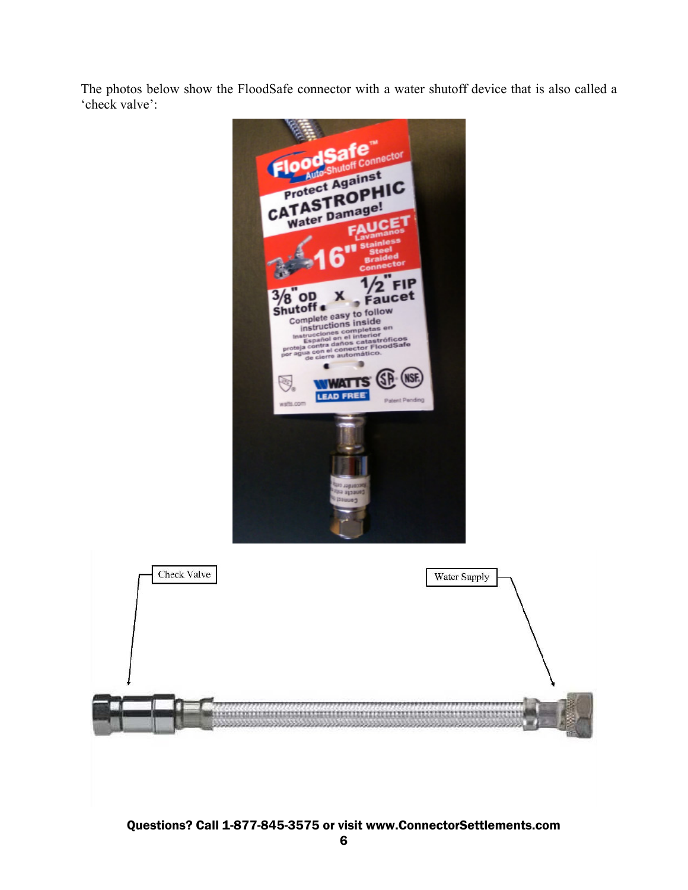The photos below show the FloodSafe connector with a water shutoff device that is also called a 'check valve':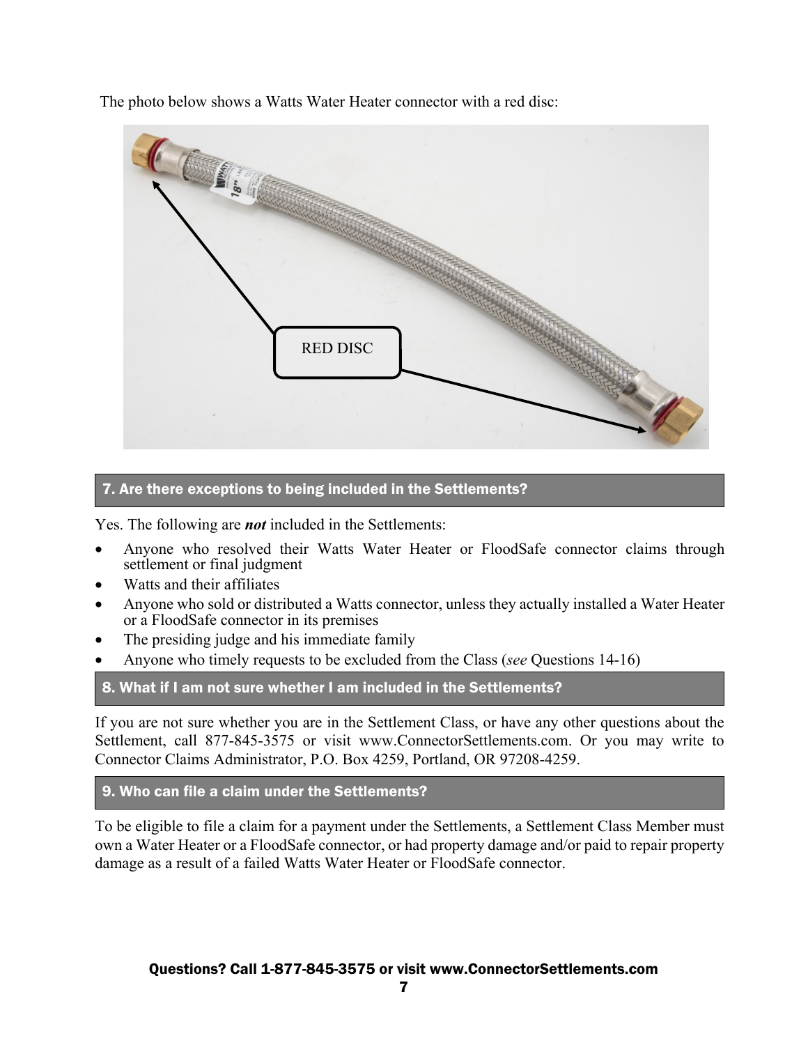The photo below shows a Watts Water Heater connector with a red disc:

## 7. Are there exceptions to being included in the Settlements?

Yes. The following are ***not*** included in the Settlements:

- Anyone who resolved their Watts Water Heater or FloodSafe connector claims through settlement or final judgment
- Watts and their affiliates
- Anyone who sold or distributed a Watts connector, unless they actually installed a Water Heater or a FloodSafe connector in its premises
- The presiding judge and his immediate family
- Anyone who timely requests to be excluded from the Class (*see* Questions 14-16)

## 8. What if I am not sure whether I am included in the Settlements?

If you are not sure whether you are in the Settlement Class, or have any other questions about the Settlement, call 877-845-3575 or visit www.ConnectorSettlements.com. Or you may write to Connector Claims Administrator, P.O. Box 4259, Portland, OR 97208-4259.

## 9. Who can file a claim under the Settlements?

To be eligible to file a claim for a payment under the Settlements, a Settlement Class Member must own a Water Heater or a FloodSafe connector, or had property damage and/or paid to repair property damage as a result of a failed Watts Water Heater or FloodSafe connector.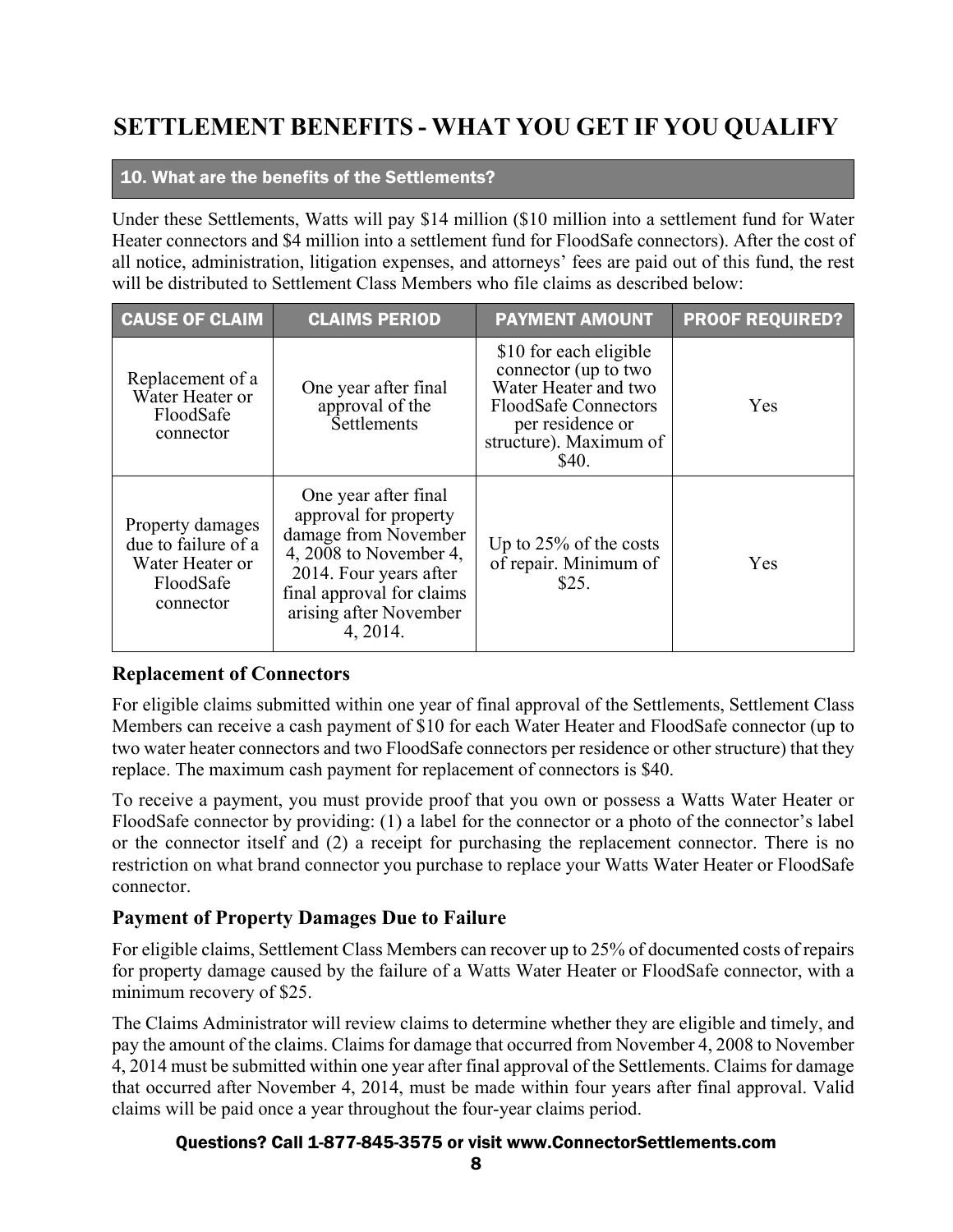# SETTLEMENT BENEFITS - WHAT YOU GET IF YOU QUALIFY

## 10. What are the benefits of the Settlements?

Under these Settlements, Watts will pay $14 million ($10 million into a settlement fund for Water Heater connectors and $4 million into a settlement fund for FloodSafe connectors). After the cost of all notice, administration, litigation expenses, and attorneys' fees are paid out of this fund, the rest will be distributed to Settlement Class Members who file claims as described below:

| CAUSE OF CLAIM | CLAIMS PERIOD | PAYMENT AMOUNT | PROOF REQUIRED? |
|---|---|---|---|
| Replacement of a Water Heater or FloodSafe connector | One year after final approval of the Settlements | $10 for each eligible connector (up to two Water Heater and two FloodSafe Connectors per residence or structure). Maximum of $40. | Yes |
| Property damages due to failure of a Water Heater or FloodSafe connector | One year after final approval for property damage from November 4, 2008 to November 4, 2014. Four years after final approval for claims arising after November 4, 2014. | Up to 25% of the costs of repair. Minimum of $25. | Yes |

### Replacement of Connectors

For eligible claims submitted within one year of final approval of the Settlements, Settlement Class Members can receive a cash payment of $10 for each Water Heater and FloodSafe connector (up to two water heater connectors and two FloodSafe connectors per residence or other structure) that they replace. The maximum cash payment for replacement of connectors is $40.

To receive a payment, you must provide proof that you own or possess a Watts Water Heater or FloodSafe connector by providing: (1) a label for the connector or a photo of the connector's label or the connector itself and (2) a receipt for purchasing the replacement connector. There is no restriction on what brand connector you purchase to replace your Watts Water Heater or FloodSafe connector.

### Payment of Property Damages Due to Failure

For eligible claims, Settlement Class Members can recover up to 25% of documented costs of repairs for property damage caused by the failure of a Watts Water Heater or FloodSafe connector, with a minimum recovery of $25.

The Claims Administrator will review claims to determine whether they are eligible and timely, and pay the amount of the claims. Claims for damage that occurred from November 4, 2008 to November 4, 2014 must be submitted within one year after final approval of the Settlements. Claims for damage that occurred after November 4, 2014, must be made within four years after final approval. Valid claims will be paid once a year throughout the four-year claims period.

**Questions? Call 1-877-845-3575 or visit www.ConnectorSettlements.com**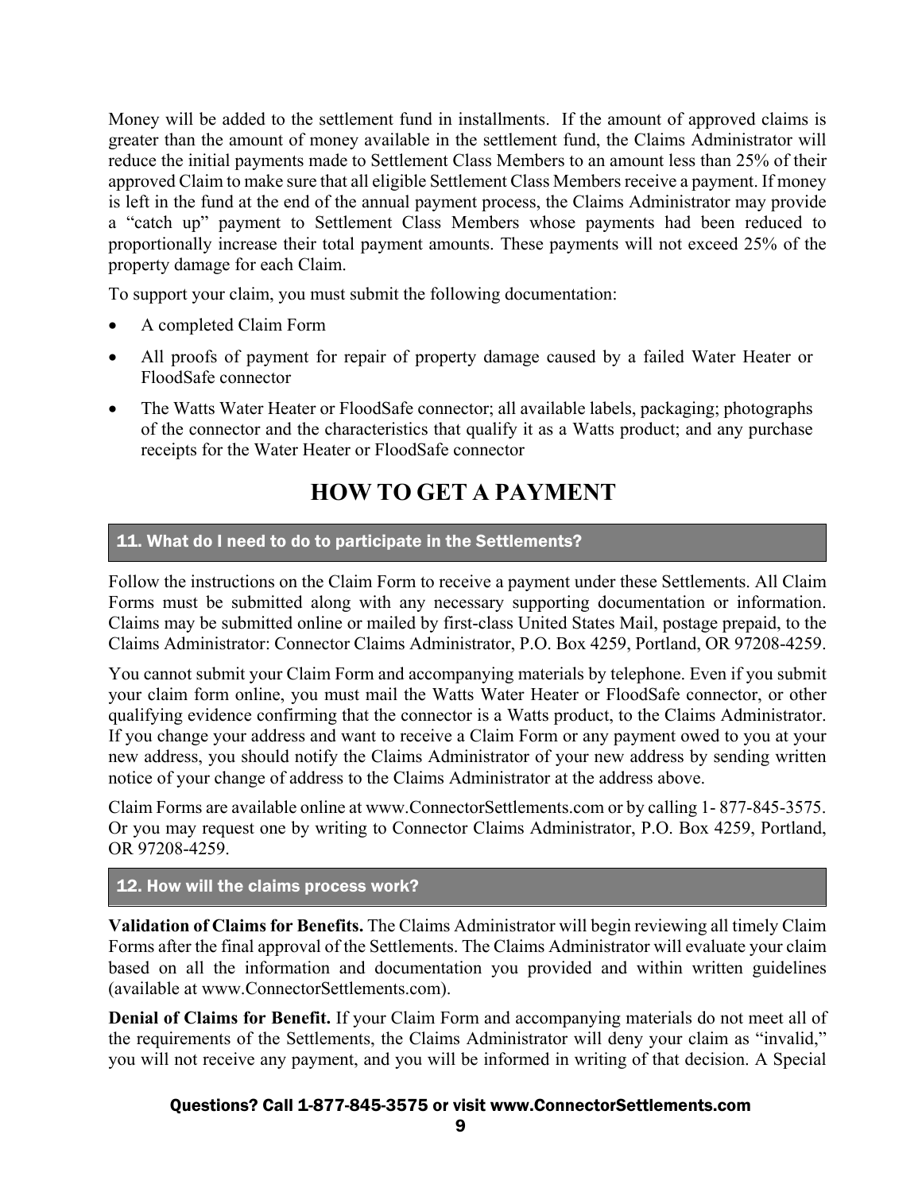Money will be added to the settlement fund in installments. If the amount of approved claims is greater than the amount of money available in the settlement fund, the Claims Administrator will reduce the initial payments made to Settlement Class Members to an amount less than 25% of their approved Claim to make sure that all eligible Settlement Class Members receive a payment. If money is left in the fund at the end of the annual payment process, the Claims Administrator may provide a "catch up" payment to Settlement Class Members whose payments had been reduced to proportionally increase their total payment amounts. These payments will not exceed 25% of the property damage for each Claim.

To support your claim, you must submit the following documentation:

- A completed Claim Form
- All proofs of payment for repair of property damage caused by a failed Water Heater or FloodSafe connector
- The Watts Water Heater or FloodSafe connector; all available labels, packaging; photographs of the connector and the characteristics that qualify it as a Watts product; and any purchase receipts for the Water Heater or FloodSafe connector

# HOW TO GET A PAYMENT

## 11. What do I need to do to participate in the Settlements?

Follow the instructions on the Claim Form to receive a payment under these Settlements. All Claim Forms must be submitted along with any necessary supporting documentation or information. Claims may be submitted online or mailed by first-class United States Mail, postage prepaid, to the Claims Administrator: Connector Claims Administrator, P.O. Box 4259, Portland, OR 97208-4259.

You cannot submit your Claim Form and accompanying materials by telephone. Even if you submit your claim form online, you must mail the Watts Water Heater or FloodSafe connector, or other qualifying evidence confirming that the connector is a Watts product, to the Claims Administrator. If you change your address and want to receive a Claim Form or any payment owed to you at your new address, you should notify the Claims Administrator of your new address by sending written notice of your change of address to the Claims Administrator at the address above.

Claim Forms are available online at www.ConnectorSettlements.com or by calling 1- 877-845-3575. Or you may request one by writing to Connector Claims Administrator, P.O. Box 4259, Portland, OR 97208-4259.

## 12. How will the claims process work?

**Validation of Claims for Benefits.** The Claims Administrator will begin reviewing all timely Claim Forms after the final approval of the Settlements. The Claims Administrator will evaluate your claim based on all the information and documentation you provided and within written guidelines (available at www.ConnectorSettlements.com).

**Denial of Claims for Benefit.** If your Claim Form and accompanying materials do not meet all of the requirements of the Settlements, the Claims Administrator will deny your claim as "invalid," you will not receive any payment, and you will be informed in writing of that decision. A Special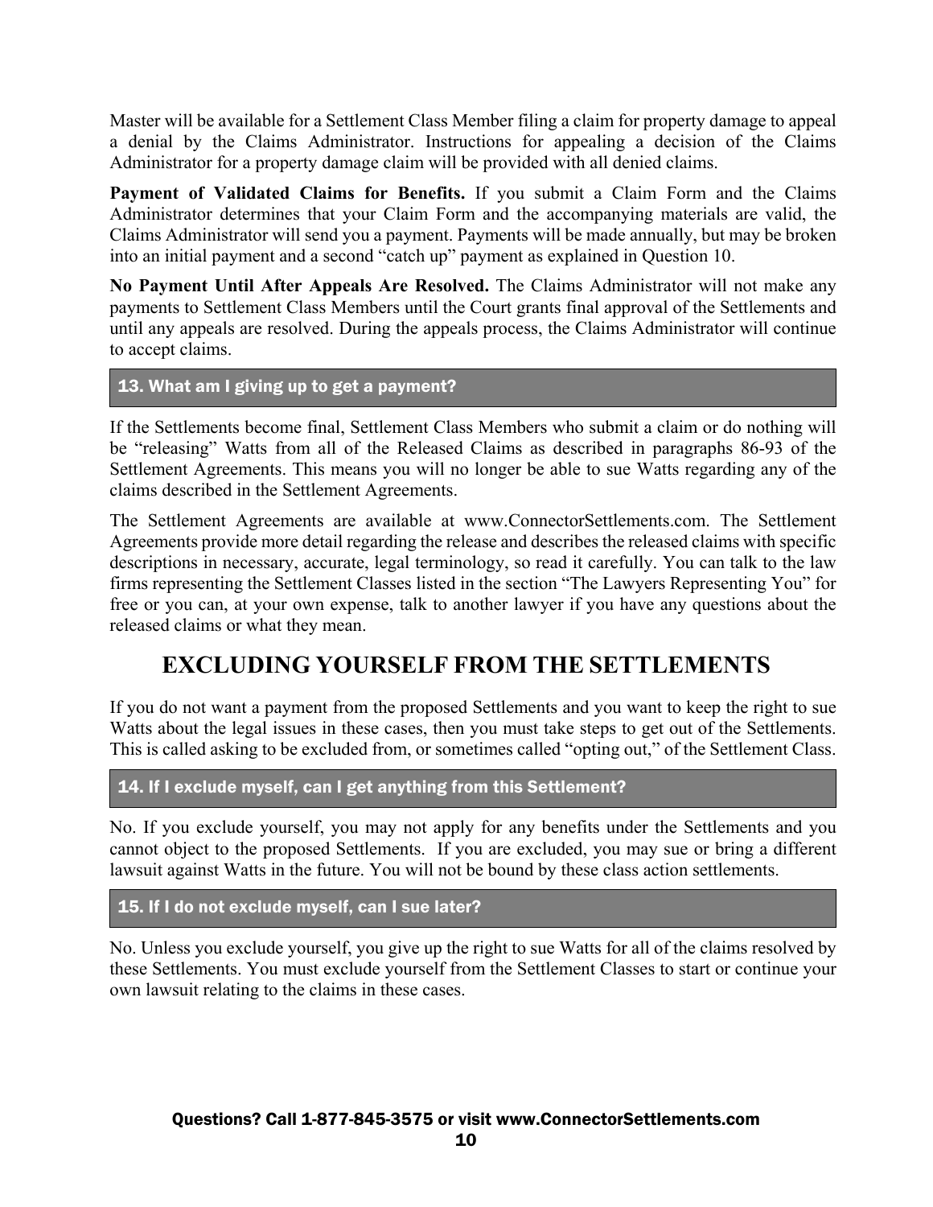Master will be available for a Settlement Class Member filing a claim for property damage to appeal a denial by the Claims Administrator. Instructions for appealing a decision of the Claims Administrator for a property damage claim will be provided with all denied claims.

**Payment of Validated Claims for Benefits.** If you submit a Claim Form and the Claims Administrator determines that your Claim Form and the accompanying materials are valid, the Claims Administrator will send you a payment. Payments will be made annually, but may be broken into an initial payment and a second "catch up" payment as explained in Question 10.

**No Payment Until After Appeals Are Resolved.** The Claims Administrator will not make any payments to Settlement Class Members until the Court grants final approval of the Settlements and until any appeals are resolved. During the appeals process, the Claims Administrator will continue to accept claims.

### 13. What am I giving up to get a payment?

If the Settlements become final, Settlement Class Members who submit a claim or do nothing will be "releasing" Watts from all of the Released Claims as described in paragraphs 86-93 of the Settlement Agreements. This means you will no longer be able to sue Watts regarding any of the claims described in the Settlement Agreements.

The Settlement Agreements are available at www.ConnectorSettlements.com. The Settlement Agreements provide more detail regarding the release and describes the released claims with specific descriptions in necessary, accurate, legal terminology, so read it carefully. You can talk to the law firms representing the Settlement Classes listed in the section "The Lawyers Representing You" for free or you can, at your own expense, talk to another lawyer if you have any questions about the released claims or what they mean.

## EXCLUDING YOURSELF FROM THE SETTLEMENTS

If you do not want a payment from the proposed Settlements and you want to keep the right to sue Watts about the legal issues in these cases, then you must take steps to get out of the Settlements. This is called asking to be excluded from, or sometimes called "opting out," of the Settlement Class.

### 14. If I exclude myself, can I get anything from this Settlement?

No. If you exclude yourself, you may not apply for any benefits under the Settlements and you cannot object to the proposed Settlements. If you are excluded, you may sue or bring a different lawsuit against Watts in the future. You will not be bound by these class action settlements.

### 15. If I do not exclude myself, can I sue later?

No. Unless you exclude yourself, you give up the right to sue Watts for all of the claims resolved by these Settlements. You must exclude yourself from the Settlement Classes to start or continue your own lawsuit relating to the claims in these cases.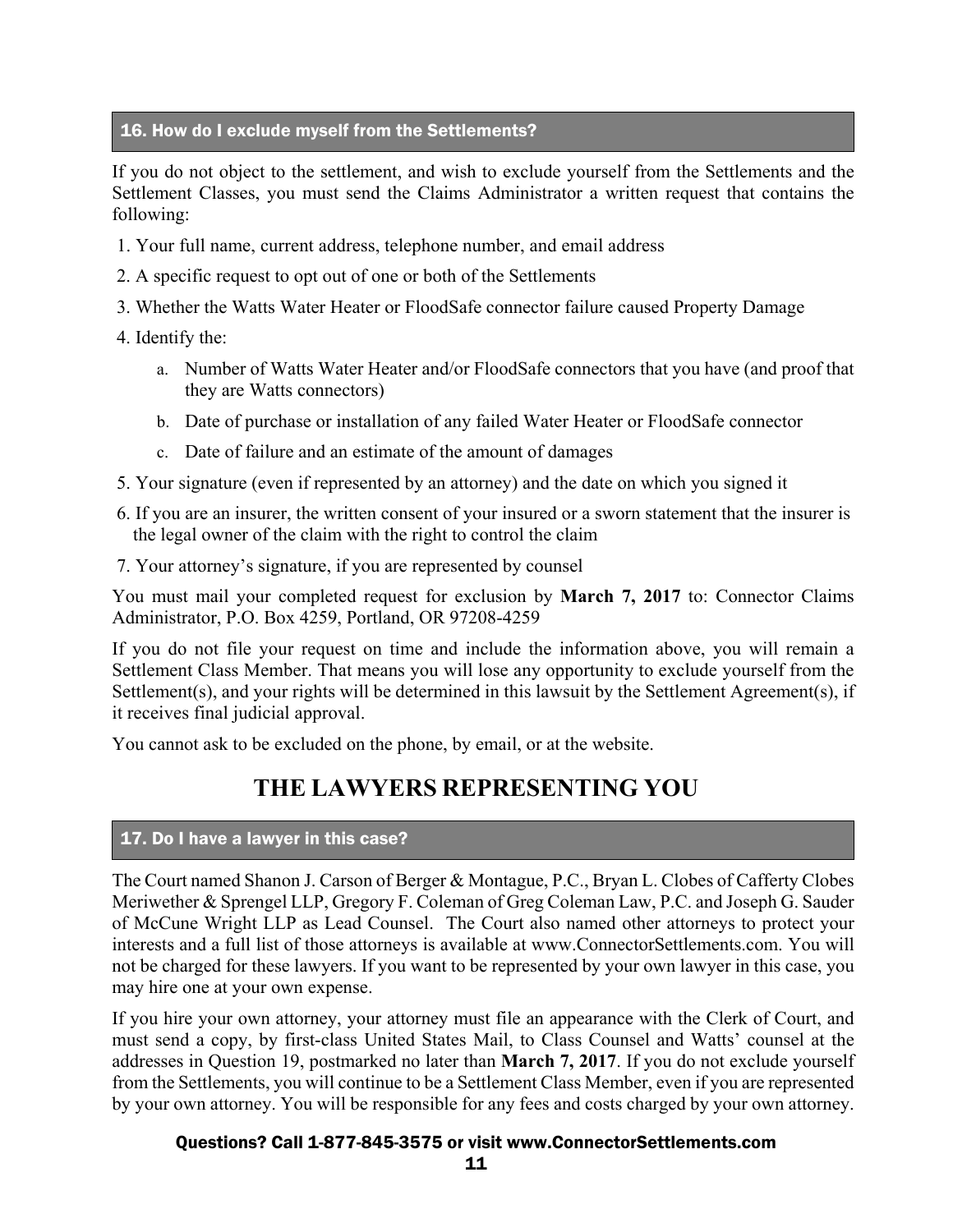### 16. How do I exclude myself from the Settlements?

If you do not object to the settlement, and wish to exclude yourself from the Settlements and the Settlement Classes, you must send the Claims Administrator a written request that contains the following:

1. Your full name, current address, telephone number, and email address
2. A specific request to opt out of one or both of the Settlements
3. Whether the Watts Water Heater or FloodSafe connector failure caused Property Damage
4. Identify the:
   a. Number of Watts Water Heater and/or FloodSafe connectors that you have (and proof that they are Watts connectors)
   b. Date of purchase or installation of any failed Water Heater or FloodSafe connector
   c. Date of failure and an estimate of the amount of damages
5. Your signature (even if represented by an attorney) and the date on which you signed it
6. If you are an insurer, the written consent of your insured or a sworn statement that the insurer is the legal owner of the claim with the right to control the claim
7. Your attorney's signature, if you are represented by counsel

You must mail your completed request for exclusion by **March 7, 2017** to: Connector Claims Administrator, P.O. Box 4259, Portland, OR 97208-4259

If you do not file your request on time and include the information above, you will remain a Settlement Class Member. That means you will lose any opportunity to exclude yourself from the Settlement(s), and your rights will be determined in this lawsuit by the Settlement Agreement(s), if it receives final judicial approval.

You cannot ask to be excluded on the phone, by email, or at the website.

## THE LAWYERS REPRESENTING YOU

### 17. Do I have a lawyer in this case?

The Court named Shanon J. Carson of Berger & Montague, P.C., Bryan L. Clobes of Cafferty Clobes Meriwether & Sprengel LLP, Gregory F. Coleman of Greg Coleman Law, P.C. and Joseph G. Sauder of McCune Wright LLP as Lead Counsel. The Court also named other attorneys to protect your interests and a full list of those attorneys is available at www.ConnectorSettlements.com. You will not be charged for these lawyers. If you want to be represented by your own lawyer in this case, you may hire one at your own expense.

If you hire your own attorney, your attorney must file an appearance with the Clerk of Court, and must send a copy, by first-class United States Mail, to Class Counsel and Watts' counsel at the addresses in Question 19, postmarked no later than **March 7, 2017**. If you do not exclude yourself from the Settlements, you will continue to be a Settlement Class Member, even if you are represented by your own attorney. You will be responsible for any fees and costs charged by your own attorney.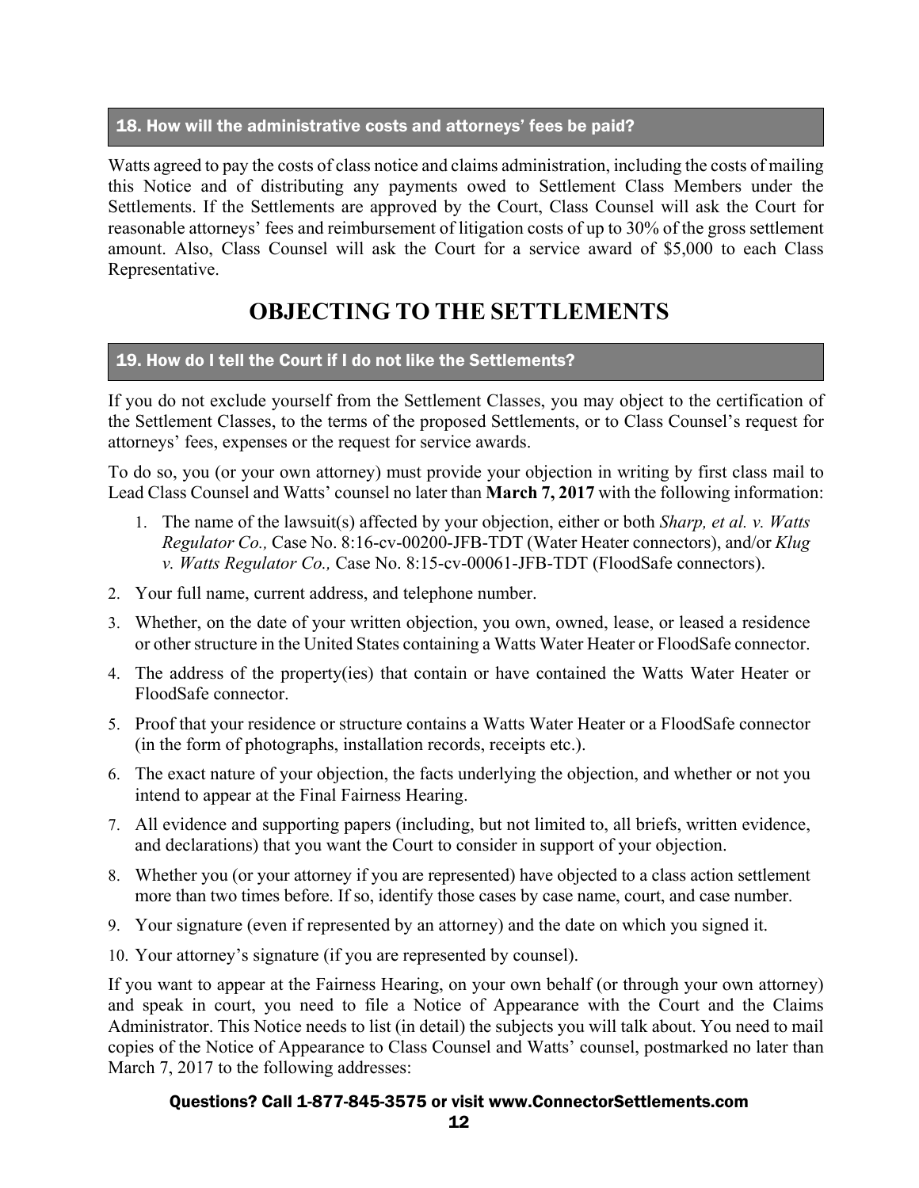### 18. How will the administrative costs and attorneys' fees be paid?

Watts agreed to pay the costs of class notice and claims administration, including the costs of mailing this Notice and of distributing any payments owed to Settlement Class Members under the Settlements. If the Settlements are approved by the Court, Class Counsel will ask the Court for reasonable attorneys' fees and reimbursement of litigation costs of up to 30% of the gross settlement amount. Also, Class Counsel will ask the Court for a service award of $5,000 to each Class Representative.

## OBJECTING TO THE SETTLEMENTS

### 19. How do I tell the Court if I do not like the Settlements?

If you do not exclude yourself from the Settlement Classes, you may object to the certification of the Settlement Classes, to the terms of the proposed Settlements, or to Class Counsel's request for attorneys' fees, expenses or the request for service awards.

To do so, you (or your own attorney) must provide your objection in writing by first class mail to Lead Class Counsel and Watts' counsel no later than **March 7, 2017** with the following information:

1. The name of the lawsuit(s) affected by your objection, either or both *Sharp, et al. v. Watts Regulator Co.,* Case No. 8:16-cv-00200-JFB-TDT (Water Heater connectors), and/or *Klug v. Watts Regulator Co.,* Case No. 8:15-cv-00061-JFB-TDT (FloodSafe connectors).
2. Your full name, current address, and telephone number.
3. Whether, on the date of your written objection, you own, owned, lease, or leased a residence or other structure in the United States containing a Watts Water Heater or FloodSafe connector.
4. The address of the property(ies) that contain or have contained the Watts Water Heater or FloodSafe connector.
5. Proof that your residence or structure contains a Watts Water Heater or a FloodSafe connector (in the form of photographs, installation records, receipts etc.).
6. The exact nature of your objection, the facts underlying the objection, and whether or not you intend to appear at the Final Fairness Hearing.
7. All evidence and supporting papers (including, but not limited to, all briefs, written evidence, and declarations) that you want the Court to consider in support of your objection.
8. Whether you (or your attorney if you are represented) have objected to a class action settlement more than two times before. If so, identify those cases by case name, court, and case number.
9. Your signature (even if represented by an attorney) and the date on which you signed it.
10. Your attorney's signature (if you are represented by counsel).

If you want to appear at the Fairness Hearing, on your own behalf (or through your own attorney) and speak in court, you need to file a Notice of Appearance with the Court and the Claims Administrator. This Notice needs to list (in detail) the subjects you will talk about. You need to mail copies of the Notice of Appearance to Class Counsel and Watts' counsel, postmarked no later than March 7, 2017 to the following addresses:

**Questions? Call 1-877-845-3575 or visit www.ConnectorSettlements.com**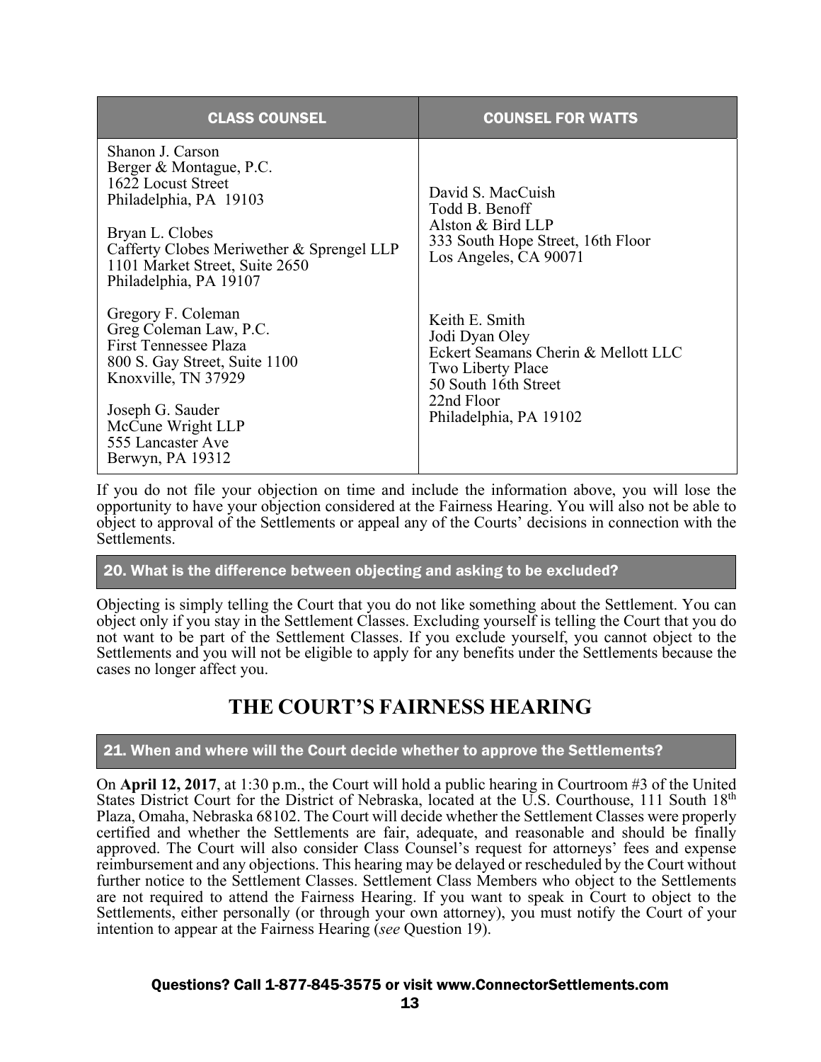| CLASS COUNSEL | COUNSEL FOR WATTS |
| --- | --- |
| Shanon J. Carson<br>Berger & Montague, P.C.<br>1622 Locust Street<br>Philadelphia, PA 19103<br><br>Bryan L. Clobes<br>Cafferty Clobes Meriwether & Sprengel LLP<br>1101 Market Street, Suite 2650<br>Philadelphia, PA 19107 | David S. MacCuish<br>Todd B. Benoff<br>Alston & Bird LLP<br>333 South Hope Street, 16th Floor<br>Los Angeles, CA 90071 |
| Gregory F. Coleman<br>Greg Coleman Law, P.C.<br>First Tennessee Plaza<br>800 S. Gay Street, Suite 1100<br>Knoxville, TN 37929<br><br>Joseph G. Sauder<br>McCune Wright LLP<br>555 Lancaster Ave<br>Berwyn, PA 19312 | Keith E. Smith<br>Jodi Dyan Oley<br>Eckert Seamans Cherin & Mellott LLC<br>Two Liberty Place<br>50 South 16th Street<br>22nd Floor<br>Philadelphia, PA 19102 |

If you do not file your objection on time and include the information above, you will lose the opportunity to have your objection considered at the Fairness Hearing. You will also not be able to object to approval of the Settlements or appeal any of the Courts' decisions in connection with the Settlements.

### 20. What is the difference between objecting and asking to be excluded?

Objecting is simply telling the Court that you do not like something about the Settlement. You can object only if you stay in the Settlement Classes. Excluding yourself is telling the Court that you do not want to be part of the Settlement Classes. If you exclude yourself, you cannot object to the Settlements and you will not be eligible to apply for any benefits under the Settlements because the cases no longer affect you.

## THE COURT'S FAIRNESS HEARING

### 21. When and where will the Court decide whether to approve the Settlements?

On **April 12, 2017**, at 1:30 p.m., the Court will hold a public hearing in Courtroom #3 of the United States District Court for the District of Nebraska, located at the U.S. Courthouse, 111 South 18th Plaza, Omaha, Nebraska 68102. The Court will decide whether the Settlement Classes were properly certified and whether the Settlements are fair, adequate, and reasonable and should be finally approved. The Court will also consider Class Counsel's request for attorneys' fees and expense reimbursement and any objections. This hearing may be delayed or rescheduled by the Court without further notice to the Settlement Classes. Settlement Class Members who object to the Settlements are not required to attend the Fairness Hearing. If you want to speak in Court to object to the Settlements, either personally (or through your own attorney), you must notify the Court of your intention to appear at the Fairness Hearing (*see* Question 19).

**Questions? Call 1-877-845-3575 or visit www.ConnectorSettlements.com**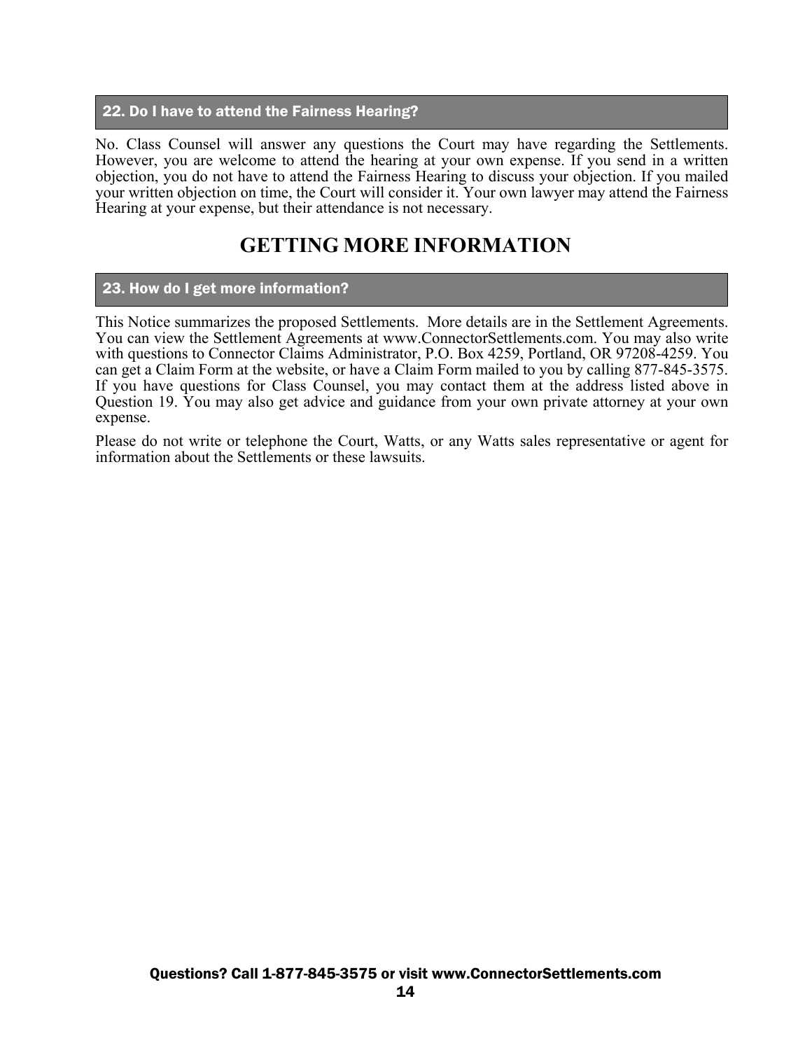### 22. Do I have to attend the Fairness Hearing?

No. Class Counsel will answer any questions the Court may have regarding the Settlements. However, you are welcome to attend the hearing at your own expense. If you send in a written objection, you do not have to attend the Fairness Hearing to discuss your objection. If you mailed your written objection on time, the Court will consider it. Your own lawyer may attend the Fairness Hearing at your expense, but their attendance is not necessary.

## GETTING MORE INFORMATION

### 23. How do I get more information?

This Notice summarizes the proposed Settlements. More details are in the Settlement Agreements. You can view the Settlement Agreements at www.ConnectorSettlements.com. You may also write with questions to Connector Claims Administrator, P.O. Box 4259, Portland, OR 97208-4259. You can get a Claim Form at the website, or have a Claim Form mailed to you by calling 877-845-3575. If you have questions for Class Counsel, you may contact them at the address listed above in Question 19. You may also get advice and guidance from your own private attorney at your own expense.

Please do not write or telephone the Court, Watts, or any Watts sales representative or agent for information about the Settlements or these lawsuits.